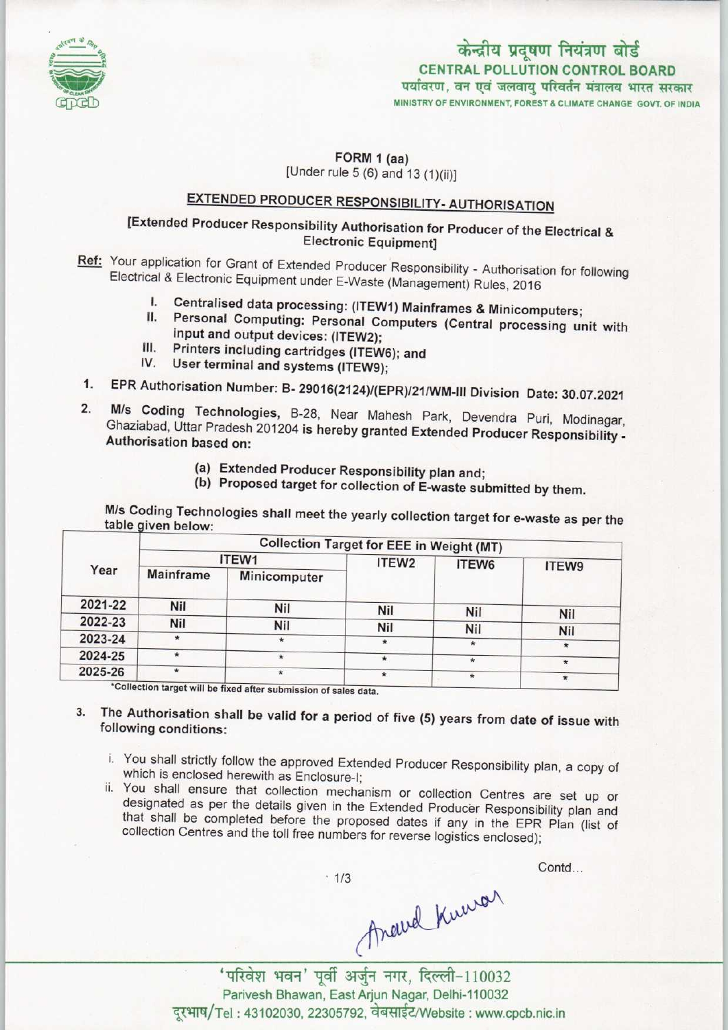केन्द्रीय प्रदूषण नियंत्रण बोर्ड
**CENTRAL POLLUTION CONTROL BOARD**
पर्यावरण, वन एवं जलवायु परिवर्तन मंत्रालय भारत सरकार
MINISTRY OF ENVIRONMENT, FOREST & CLIMATE CHANGE GOVT. OF INDIA

**FORM 1 (aa)**
[Under rule 5 (6) and 13 (1)(ii)]

## EXTENDED PRODUCER RESPONSIBILITY- AUTHORISATION

**[Extended Producer Responsibility Authorisation for Producer of the Electrical & Electronic Equipment]**

**Ref:** Your application for Grant of Extended Producer Responsibility - Authorisation for following Electrical & Electronic Equipment under E-Waste (Management) Rules, 2016

I. **Centralised data processing: (ITEW1) Mainframes & Minicomputers;**
II. **Personal Computing: Personal Computers (Central processing unit with input and output devices: (ITEW2);**
III. **Printers including cartridges (ITEW6); and**
IV. **User terminal and systems (ITEW9);**

1. **EPR Authorisation Number: B- 29016(2124)/(EPR)/21/WM-III Division Date: 30.07.2021**
2. **M/s Coding Technologies,** B-28, Near Mahesh Park, Devendra Puri, Modinagar, Ghaziabad, Uttar Pradesh 201204 **is hereby granted Extended Producer Responsibility - Authorisation based on:**
   - **(a) Extended Producer Responsibility plan and;**
   - **(b) Proposed target for collection of E-waste submitted by them.**

**M/s Coding Technologies shall meet the yearly collection target for e-waste as per the table given below:**

| Year | Collection Target for EEE in Weight (MT) | | | | |
|---|---|---|---|---|---|
| | ITEW1 | | ITEW2 | ITEW6 | ITEW9 |
| | Mainframe | Minicomputer | | | |
| 2021-22 | Nil | Nil | Nil | Nil | Nil |
| 2022-23 | Nil | Nil | Nil | Nil | Nil |
| 2023-24 | * | * | * | * | * |
| 2024-25 | * | * | * | * | * |
| 2025-26 | * | * | * | * | * |

*Collection target will be fixed after submission of sales data.

3. **The Authorisation shall be valid for a period of five (5) years from date of issue with following conditions:**
   - i. You shall strictly follow the approved Extended Producer Responsibility plan, a copy of which is enclosed herewith as Enclosure-I;
   - ii. You shall ensure that collection mechanism or collection Centres are set up or designated as per the details given in the Extended Producer Responsibility plan and that shall be completed before the proposed dates if any in the EPR Plan (list of collection Centres and the toll free numbers for reverse logistics enclosed);

Contd...

Anand Kumar

'परिवेश भवन' पूर्वी अर्जुन नगर, दिल्ली-110032
Parivesh Bhawan, East Arjun Nagar, Delhi-110032
दूरभाष/Tel : 43102030, 22305792, वेबसाईट/Website : www.cpcb.nic.in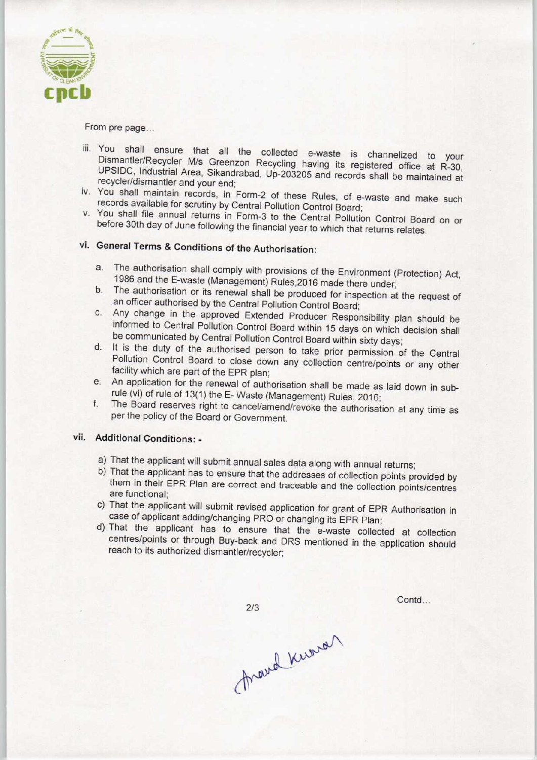From pre page...

iii. You shall ensure that all the collected e-waste is channelized to your Dismantler/Recycler M/s Greenzon Recycling having its registered office at R-30, UPSIDC, Industrial Area, Sikandrabad, Up-203205 and records shall be maintained at recycler/dismantler and your end;

iv. You shall maintain records, in Form-2 of these Rules, of e-waste and make such records available for scrutiny by Central Pollution Control Board;

v. You shall file annual returns in Form-3 to the Central Pollution Control Board on or before 30th day of June following the financial year to which that returns relates.

## vi. General Terms & Conditions of the Authorisation:

a. The authorisation shall comply with provisions of the Environment (Protection) Act, 1986 and the E-waste (Management) Rules,2016 made there under;

b. The authorisation or its renewal shall be produced for inspection at the request of an officer authorised by the Central Pollution Control Board;

c. Any change in the approved Extended Producer Responsibility plan should be informed to Central Pollution Control Board within 15 days on which decision shall be communicated by Central Pollution Control Board within sixty days;

d. It is the duty of the authorised person to take prior permission of the Central Pollution Control Board to close down any collection centre/points or any other facility which are part of the EPR plan;

e. An application for the renewal of authorisation shall be made as laid down in sub-rule (vi) of rule of 13(1) the E- Waste (Management) Rules, 2016;

f. The Board reserves right to cancel/amend/revoke the authorisation at any time as per the policy of the Board or Government.

## vii. Additional Conditions: -

a) That the applicant will submit annual sales data along with annual returns;

b) That the applicant has to ensure that the addresses of collection points provided by them in their EPR Plan are correct and traceable and the collection points/centres are functional;

c) That the applicant will submit revised application for grant of EPR Authorisation in case of applicant adding/changing PRO or changing its EPR Plan;

d) That the applicant has to ensure that the e-waste collected at collection centres/points or through Buy-back and DRS mentioned in the application should reach to its authorized dismantler/recycler;

Contd...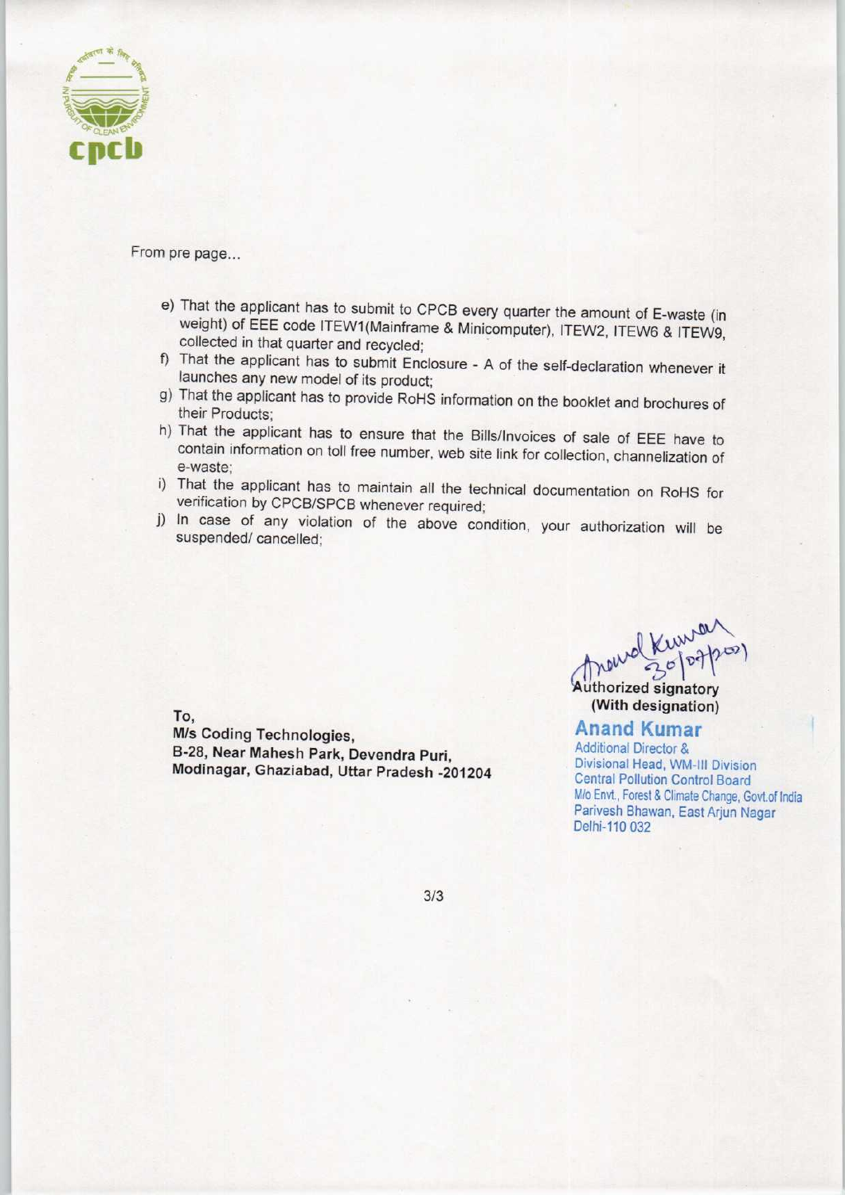From pre page...

e) That the applicant has to submit to CPCB every quarter the amount of E-waste (in weight) of EEE code ITEW1(Mainframe & Minicomputer), ITEW2, ITEW6 & ITEW9, collected in that quarter and recycled;

f) That the applicant has to submit Enclosure - A of the self-declaration whenever it launches any new model of its product;

g) That the applicant has to provide RoHS information on the booklet and brochures of their Products;

h) That the applicant has to ensure that the Bills/Invoices of sale of EEE have to contain information on toll free number, web site link for collection, channelization of e-waste;

i) That the applicant has to maintain all the technical documentation on RoHS for verification by CPCB/SPCB whenever required;

j) In case of any violation of the above condition, your authorization will be suspended/ cancelled;

Anand Kumar 30/07/2021

Authorized signatory
(With designation)

**Anand Kumar**
Additional Director &
Divisional Head, WM-III Division
Central Pollution Control Board
M/o Envt., Forest & Climate Change, Govt.of India
Parivesh Bhawan, East Arjun Nagar
Delhi-110 032

To,
**M/s Coding Technologies,**
**B-28, Near Mahesh Park, Devendra Puri,**
**Modinagar, Ghaziabad, Uttar Pradesh -201204**